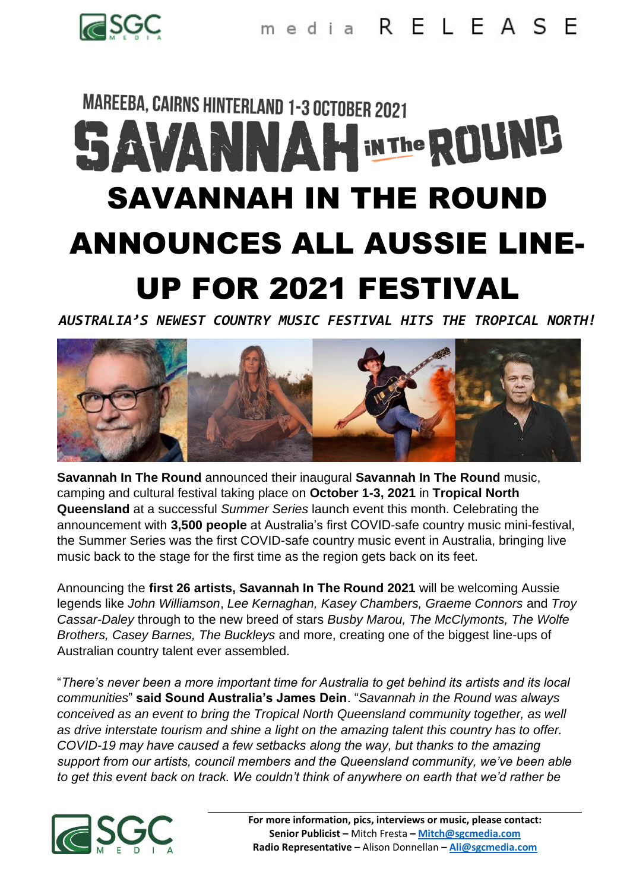media RELEASE

MAREEBA, CAIRNS HINTERLAND 1-3 OCTOBER 2021

SAVANNAH IN THE ROUND

# SAVANNAH IN THE ROUND ANNOUNCES ALL AUSSIE LINE-UP FOR 2021 FESTIVAL

***AUSTRALIA'S NEWEST COUNTRY MUSIC FESTIVAL HITS THE TROPICAL NORTH!***

**Savannah In The Round** announced their inaugural **Savannah In The Round** music, camping and cultural festival taking place on **October 1-3, 2021** in **Tropical North Queensland** at a successful *Summer Series* launch event this month. Celebrating the announcement with **3,500 people** at Australia's first COVID-safe country music mini-festival, the Summer Series was the first COVID-safe country music event in Australia, bringing live music back to the stage for the first time as the region gets back on its feet.

Announcing the **first 26 artists, Savannah In The Round 2021** will be welcoming Aussie legends like *John Williamson*, *Lee Kernaghan, Kasey Chambers, Graeme Connors* and *Troy Cassar-Daley* through to the new breed of stars *Busby Marou, The McClymonts, The Wolfe Brothers, Casey Barnes, The Buckleys* and more, creating one of the biggest line-ups of Australian country talent ever assembled.

"*There's never been a more important time for Australia to get behind its artists and its local communities*" **said Sound Australia's James Dein**. "*Savannah in the Round was always conceived as an event to bring the Tropical North Queensland community together, as well as drive interstate tourism and shine a light on the amazing talent this country has to offer. COVID-19 may have caused a few setbacks along the way, but thanks to the amazing support from our artists, council members and the Queensland community, we've been able to get this event back on track. We couldn't think of anywhere on earth that we'd rather be*

For more information, pics, interviews or music, please contact:
**Senior Publicist –** Mitch Fresta **– Mitch@sgcmedia.com**
**Radio Representative –** Alison Donnellan **– Ali@sgcmedia.com**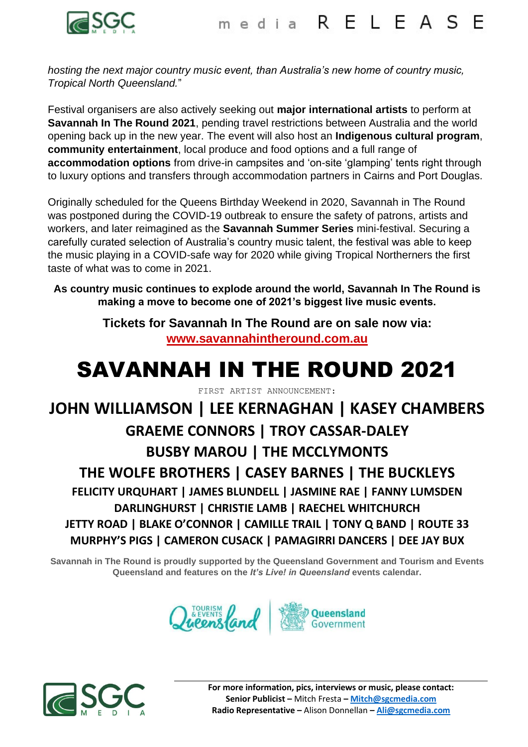*hosting the next major country music event, than Australia's new home of country music, Tropical North Queensland.*"

Festival organisers are also actively seeking out **major international artists** to perform at **Savannah In The Round 2021**, pending travel restrictions between Australia and the world opening back up in the new year. The event will also host an **Indigenous cultural program**, **community entertainment**, local produce and food options and a full range of **accommodation options** from drive-in campsites and 'on-site 'glamping' tents right through to luxury options and transfers through accommodation partners in Cairns and Port Douglas.

Originally scheduled for the Queens Birthday Weekend in 2020, Savannah in The Round was postponed during the COVID-19 outbreak to ensure the safety of patrons, artists and workers, and later reimagined as the **Savannah Summer Series** mini-festival. Securing a carefully curated selection of Australia's country music talent, the festival was able to keep the music playing in a COVID-safe way for 2020 while giving Tropical Northerners the first taste of what was to come in 2021.

**As country music continues to explode around the world, Savannah In The Round is making a move to become one of 2021's biggest live music events.**

**Tickets for Savannah In The Round are on sale now via:**
**www.savannahintheround.com.au**

# SAVANNAH IN THE ROUND 2021

FIRST ARTIST ANNOUNCEMENT:

## JOHN WILLIAMSON | LEE KERNAGHAN | KASEY CHAMBERS

## GRAEME CONNORS | TROY CASSAR-DALEY

## BUSBY MAROU | THE MCCLYMONTS

## THE WOLFE BROTHERS | CASEY BARNES | THE BUCKLEYS

**FELICITY URQUHART | JAMES BLUNDELL | JASMINE RAE | FANNY LUMSDEN**

**DARLINGHURST | CHRISTIE LAMB | RAECHEL WHITCHURCH**

**JETTY ROAD | BLAKE O'CONNOR | CAMILLE TRAIL | TONY Q BAND | ROUTE 33**

**MURPHY'S PIGS | CAMERON CUSACK | PAMAGIRRI DANCERS | DEE JAY BUX**

**Savannah in The Round is proudly supported by the Queensland Government and Tourism and Events Queensland and features on the *It's Live! in Queensland* events calendar.**

**For more information, pics, interviews or music, please contact:**
**Senior Publicist –** Mitch Fresta **– Mitch@sgcmedia.com**
**Radio Representative –** Alison Donnellan **– Ali@sgcmedia.com**